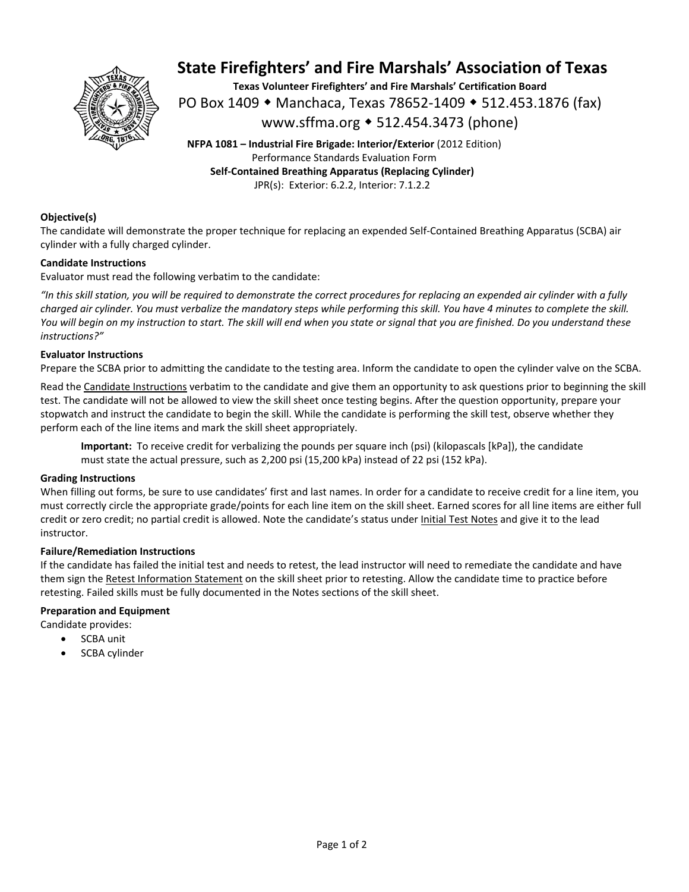# State Firefighters' and Fire Marshals' Association of Texas

**Texas Volunteer Firefighters' and Fire Marshals' Certification Board**

PO Box 1409 ◆ Manchaca, Texas 78652-1409 ◆ 512.453.1876 (fax)

www.sffma.org ◆ 512.454.3473 (phone)

**NFPA 1081 – Industrial Fire Brigade: Interior/Exterior** (2012 Edition)
Performance Standards Evaluation Form
**Self-Contained Breathing Apparatus (Replacing Cylinder)**
JPR(s): Exterior: 6.2.2, Interior: 7.1.2.2

**Objective(s)**

The candidate will demonstrate the proper technique for replacing an expended Self-Contained Breathing Apparatus (SCBA) air cylinder with a fully charged cylinder.

**Candidate Instructions**

Evaluator must read the following verbatim to the candidate:

*"In this skill station, you will be required to demonstrate the correct procedures for replacing an expended air cylinder with a fully charged air cylinder. You must verbalize the mandatory steps while performing this skill. You have 4 minutes to complete the skill. You will begin on my instruction to start. The skill will end when you state or signal that you are finished. Do you understand these instructions?"*

**Evaluator Instructions**

Prepare the SCBA prior to admitting the candidate to the testing area. Inform the candidate to open the cylinder valve on the SCBA.

Read the Candidate Instructions verbatim to the candidate and give them an opportunity to ask questions prior to beginning the skill test. The candidate will not be allowed to view the skill sheet once testing begins. After the question opportunity, prepare your stopwatch and instruct the candidate to begin the skill. While the candidate is performing the skill test, observe whether they perform each of the line items and mark the skill sheet appropriately.

> **Important:** To receive credit for verbalizing the pounds per square inch (psi) (kilopascals [kPa]), the candidate must state the actual pressure, such as 2,200 psi (15,200 kPa) instead of 22 psi (152 kPa).

**Grading Instructions**

When filling out forms, be sure to use candidates' first and last names. In order for a candidate to receive credit for a line item, you must correctly circle the appropriate grade/points for each line item on the skill sheet. Earned scores for all line items are either full credit or zero credit; no partial credit is allowed. Note the candidate's status under Initial Test Notes and give it to the lead instructor.

**Failure/Remediation Instructions**

If the candidate has failed the initial test and needs to retest, the lead instructor will need to remediate the candidate and have them sign the Retest Information Statement on the skill sheet prior to retesting. Allow the candidate time to practice before retesting. Failed skills must be fully documented in the Notes sections of the skill sheet.

**Preparation and Equipment**

Candidate provides:

- SCBA unit
- SCBA cylinder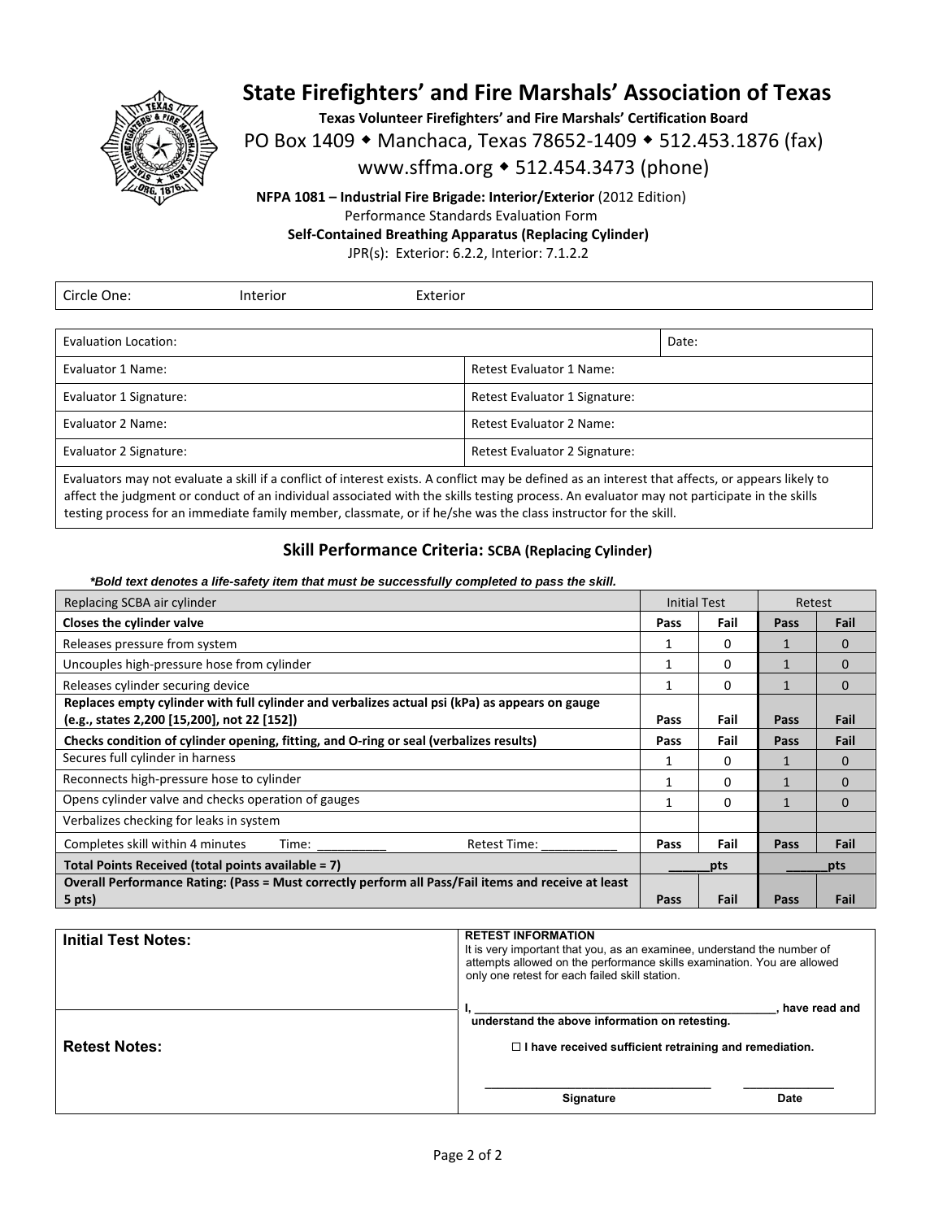# State Firefighters' and Fire Marshals' Association of Texas

**Texas Volunteer Firefighters' and Fire Marshals' Certification Board**

PO Box 1409 ◆ Manchaca, Texas 78652-1409 ◆ 512.453.1876 (fax)

www.sffma.org ◆ 512.454.3473 (phone)

**NFPA 1081 – Industrial Fire Brigade: Interior/Exterior** (2012 Edition)

Performance Standards Evaluation Form

**Self-Contained Breathing Apparatus (Replacing Cylinder)**

JPR(s): Exterior: 6.2.2, Interior: 7.1.2.2

| Circle One: | Interior | Exterior |
|---|---|---|

| | | |
|---|---|---|
| Evaluation Location: | | Date: |
| Evaluator 1 Name: | Retest Evaluator 1 Name: | |
| Evaluator 1 Signature: | Retest Evaluator 1 Signature: | |
| Evaluator 2 Name: | Retest Evaluator 2 Name: | |
| Evaluator 2 Signature: | Retest Evaluator 2 Signature: | |

Evaluators may not evaluate a skill if a conflict of interest exists. A conflict may be defined as an interest that affects, or appears likely to affect the judgment or conduct of an individual associated with the skills testing process. An evaluator may not participate in the skills testing process for an immediate family member, classmate, or if he/she was the class instructor for the skill.

## Skill Performance Criteria: SCBA (Replacing Cylinder)

***Bold text denotes a life-safety item that must be successfully completed to pass the skill.***

| Replacing SCBA air cylinder | Initial Test | | Retest | |
|---|---|---|---|---|
| **Closes the cylinder valve** | **Pass** | **Fail** | **Pass** | **Fail** |
| Releases pressure from system | 1 | 0 | 1 | 0 |
| Uncouples high-pressure hose from cylinder | 1 | 0 | 1 | 0 |
| Releases cylinder securing device | 1 | 0 | 1 | 0 |
| **Replaces empty cylinder with full cylinder and verbalizes actual psi (kPa) as appears on gauge (e.g., states 2,200 [15,200], not 22 [152])** | **Pass** | **Fail** | **Pass** | **Fail** |
| **Checks condition of cylinder opening, fitting, and O-ring or seal (verbalizes results)** | **Pass** | **Fail** | **Pass** | **Fail** |
| Secures full cylinder in harness | 1 | 0 | 1 | 0 |
| Reconnects high-pressure hose to cylinder | 1 | 0 | 1 | 0 |
| Opens cylinder valve and checks operation of gauges | 1 | 0 | 1 | 0 |
| Verbalizes checking for leaks in system | | | | |
| Completes skill within 4 minutes Time: __________ Retest Time: ___________ | **Pass** | **Fail** | **Pass** | **Fail** |
| **Total Points Received (total points available = 7)** | ______pts | | ______pts | |
| **Overall Performance Rating: (Pass = Must correctly perform all Pass/Fail items and receive at least 5 pts)** | **Pass** | **Fail** | **Pass** | **Fail** |

**Initial Test Notes:**

**Retest Notes:**

**RETEST INFORMATION**

It is very important that you, as an examinee, understand the number of attempts allowed on the performance skills examination. You are allowed only one retest for each failed skill station.

**I, ______________________________________________, have read and understand the above information on retesting.**

**☐ I have received sufficient retraining and remediation.**

_________________________________ _____________

**Signature** **Date**